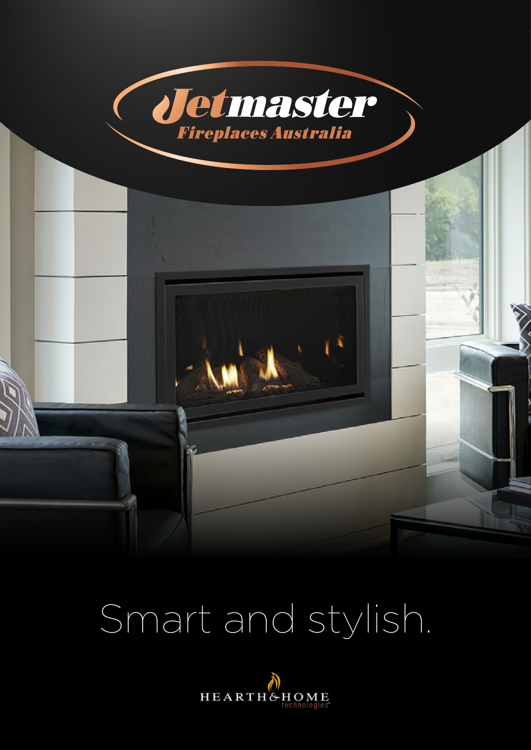# Jetmaster

*Fireplaces Australia*

Smart and stylish.

HEARTH&HOME technologies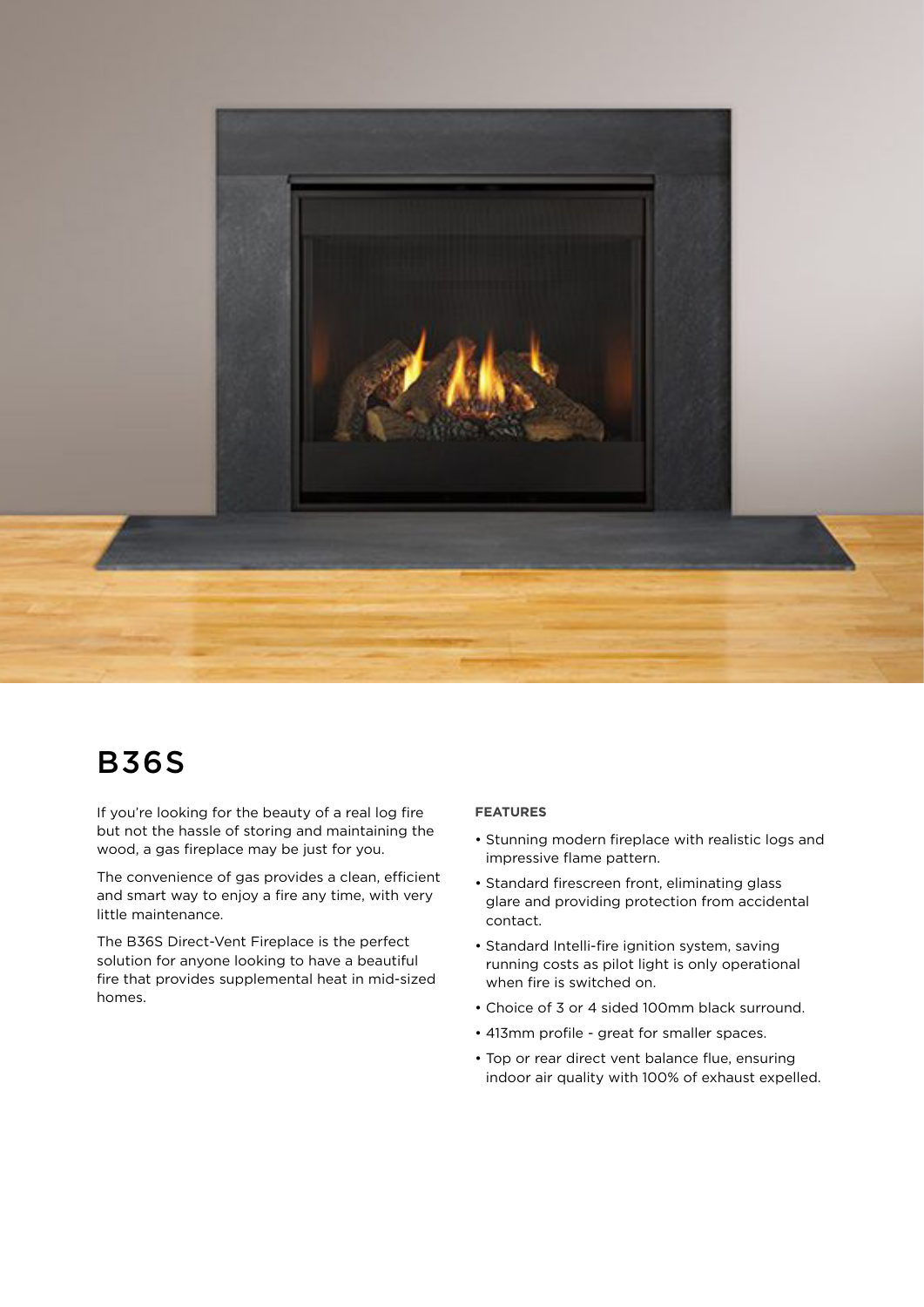# B36S

If you're looking for the beauty of a real log fire but not the hassle of storing and maintaining the wood, a gas fireplace may be just for you.

The convenience of gas provides a clean, efficient and smart way to enjoy a fire any time, with very little maintenance.

The B36S Direct-Vent Fireplace is the perfect solution for anyone looking to have a beautiful fire that provides supplemental heat in mid-sized homes.

**FEATURES**

- Stunning modern fireplace with realistic logs and impressive flame pattern.
- Standard firescreen front, eliminating glass glare and providing protection from accidental contact.
- Standard Intelli-fire ignition system, saving running costs as pilot light is only operational when fire is switched on.
- Choice of 3 or 4 sided 100mm black surround.
- 413mm profile - great for smaller spaces.
- Top or rear direct vent balance flue, ensuring indoor air quality with 100% of exhaust expelled.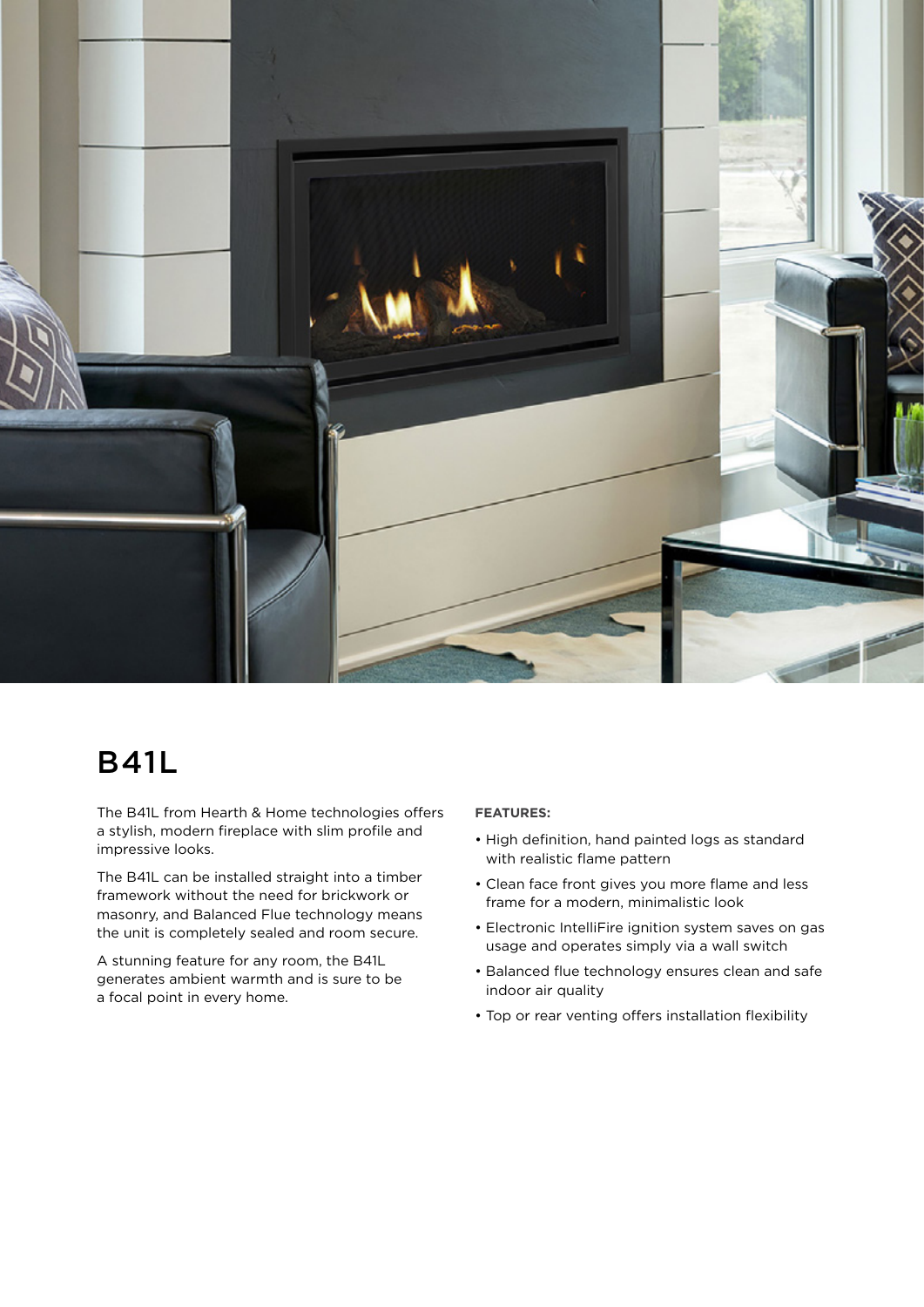# B41L

The B41L from Hearth & Home technologies offers a stylish, modern fireplace with slim profile and impressive looks.

The B41L can be installed straight into a timber framework without the need for brickwork or masonry, and Balanced Flue technology means the unit is completely sealed and room secure.

A stunning feature for any room, the B41L generates ambient warmth and is sure to be a focal point in every home.

**FEATURES:**

- High definition, hand painted logs as standard with realistic flame pattern
- Clean face front gives you more flame and less frame for a modern, minimalistic look
- Electronic IntelliFire ignition system saves on gas usage and operates simply via a wall switch
- Balanced flue technology ensures clean and safe indoor air quality
- Top or rear venting offers installation flexibility